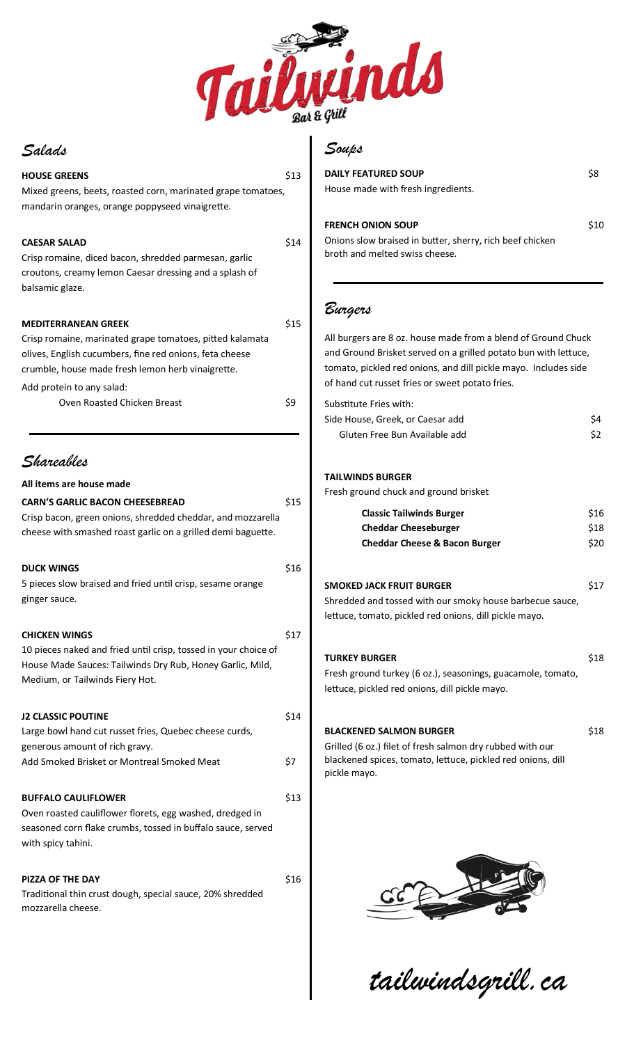# Tailwinds

Bar & Grill

## Salads

**HOUSE GREENS** $13

Mixed greens, beets, roasted corn, marinated grape tomatoes, mandarin oranges, orange poppyseed vinaigrette.

**CAESAR SALAD** $14

Crisp romaine, diced bacon, shredded parmesan, garlic croutons, creamy lemon Caesar dressing and a splash of balsamic glaze.

**MEDITERRANEAN GREEK** $15

Crisp romaine, marinated grape tomatoes, pitted kalamata olives, English cucumbers, fine red onions, feta cheese crumble, house made fresh lemon herb vinaigrette.

Add protein to any salad:

Oven Roasted Chicken Breast $9

## Shareables

**All items are house made**

**CARN'S GARLIC BACON CHEESEBREAD** $15

Crisp bacon, green onions, shredded cheddar, and mozzarella cheese with smashed roast garlic on a grilled demi baguette.

**DUCK WINGS** $16

5 pieces slow braised and fried until crisp, sesame orange ginger sauce.

**CHICKEN WINGS** $17

10 pieces naked and fried until crisp, tossed in your choice of House Made Sauces: Tailwinds Dry Rub, Honey Garlic, Mild, Medium, or Tailwinds Fiery Hot.

**J2 CLASSIC POUTINE** $14

Large bowl hand cut russet fries, Quebec cheese curds, generous amount of rich gravy.

Add Smoked Brisket or Montreal Smoked Meat $7

**BUFFALO CAULIFLOWER** $13

Oven roasted cauliflower florets, egg washed, dredged in seasoned corn flake crumbs, tossed in buffalo sauce, served with spicy tahini.

**PIZZA OF THE DAY** $16

Traditional thin crust dough, special sauce, 20% shredded mozzarella cheese.

## Soups

**DAILY FEATURED SOUP** $8

House made with fresh ingredients.

**FRENCH ONION SOUP** $10

Onions slow braised in butter, sherry, rich beef chicken broth and melted swiss cheese.

## Burgers

All burgers are 8 oz. house made from a blend of Ground Chuck and Ground Brisket served on a grilled potato bun with lettuce, tomato, pickled red onions, and dill pickle mayo. Includes side of hand cut russet fries or sweet potato fries.

Substitute Fries with:

Side House, Greek, or Caesar add $4

Gluten Free Bun Available add $2

**TAILWINDS BURGER**

Fresh ground chuck and ground brisket

**Classic Tailwinds Burger** $16

**Cheddar Cheeseburger** $18

**Cheddar Cheese & Bacon Burger** $20

**SMOKED JACK FRUIT BURGER** $17

Shredded and tossed with our smoky house barbecue sauce, lettuce, tomato, pickled red onions, dill pickle mayo.

**TURKEY BURGER** $18

Fresh ground turkey (6 oz.), seasonings, guacamole, tomato, lettuce, pickled red onions, dill pickle mayo.

**BLACKENED SALMON BURGER** $18

Grilled (6 oz.) filet of fresh salmon dry rubbed with our blackened spices, tomato, lettuce, pickled red onions, dill pickle mayo.

*tailwindsgrill.ca*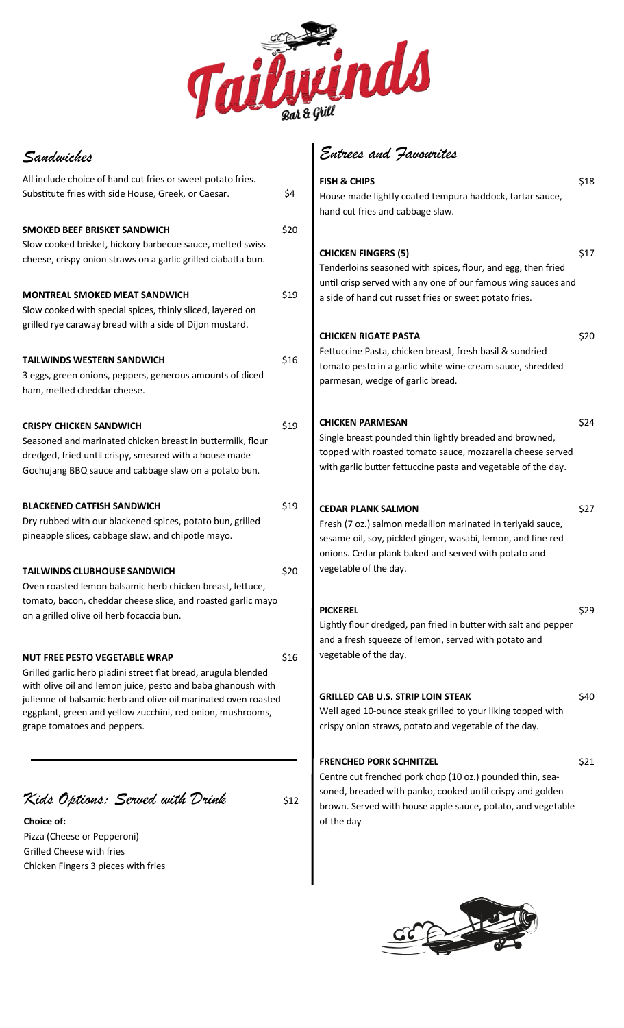# Tailwinds

Bar & Grill

## Sandwiches

All include choice of hand cut fries or sweet potato fries.
Substitute fries with side House, Greek, or Caesar. $4

**SMOKED BEEF BRISKET SANDWICH** $20
Slow cooked brisket, hickory barbecue sauce, melted swiss cheese, crispy onion straws on a garlic grilled ciabatta bun.

**MONTREAL SMOKED MEAT SANDWICH** $19
Slow cooked with special spices, thinly sliced, layered on grilled rye caraway bread with a side of Dijon mustard.

**TAILWINDS WESTERN SANDWICH** $16
3 eggs, green onions, peppers, generous amounts of diced ham, melted cheddar cheese.

**CRISPY CHICKEN SANDWICH** $19
Seasoned and marinated chicken breast in buttermilk, flour dredged, fried until crispy, smeared with a house made Gochujang BBQ sauce and cabbage slaw on a potato bun.

**BLACKENED CATFISH SANDWICH** $19
Dry rubbed with our blackened spices, potato bun, grilled pineapple slices, cabbage slaw, and chipotle mayo.

**TAILWINDS CLUBHOUSE SANDWICH** $20
Oven roasted lemon balsamic herb chicken breast, lettuce, tomato, bacon, cheddar cheese slice, and roasted garlic mayo on a grilled olive oil herb focaccia bun.

**NUT FREE PESTO VEGETABLE WRAP** $16
Grilled garlic herb piadini street flat bread, arugula blended with olive oil and lemon juice, pesto and baba ghanoush with julienne of balsamic herb and olive oil marinated oven roasted eggplant, green and yellow zucchini, red onion, mushrooms, grape tomatoes and peppers.

## Kids Options: Served with Drink $12

**Choice of:**
Pizza (Cheese or Pepperoni)
Grilled Cheese with fries
Chicken Fingers 3 pieces with fries

## Entrees and Favourites

**FISH & CHIPS** $18
House made lightly coated tempura haddock, tartar sauce, hand cut fries and cabbage slaw.

**CHICKEN FINGERS (5)** $17
Tenderloins seasoned with spices, flour, and egg, then fried until crisp served with any one of our famous wing sauces and a side of hand cut russet fries or sweet potato fries.

**CHICKEN RIGATE PASTA** $20
Fettuccine Pasta, chicken breast, fresh basil & sundried tomato pesto in a garlic white wine cream sauce, shredded parmesan, wedge of garlic bread.

**CHICKEN PARMESAN** $24
Single breast pounded thin lightly breaded and browned, topped with roasted tomato sauce, mozzarella cheese served with garlic butter fettuccine pasta and vegetable of the day.

**CEDAR PLANK SALMON** $27
Fresh (7 oz.) salmon medallion marinated in teriyaki sauce, sesame oil, soy, pickled ginger, wasabi, lemon, and fine red onions. Cedar plank baked and served with potato and vegetable of the day.

**PICKEREL** $29
Lightly flour dredged, pan fried in butter with salt and pepper and a fresh squeeze of lemon, served with potato and vegetable of the day.

**GRILLED CAB U.S. STRIP LOIN STEAK** $40
Well aged 10-ounce steak grilled to your liking topped with crispy onion straws, potato and vegetable of the day.

**FRENCHED PORK SCHNITZEL** $21
Centre cut frenched pork chop (10 oz.) pounded thin, seasoned, breaded with panko, cooked until crispy and golden brown. Served with house apple sauce, potato, and vegetable of the day